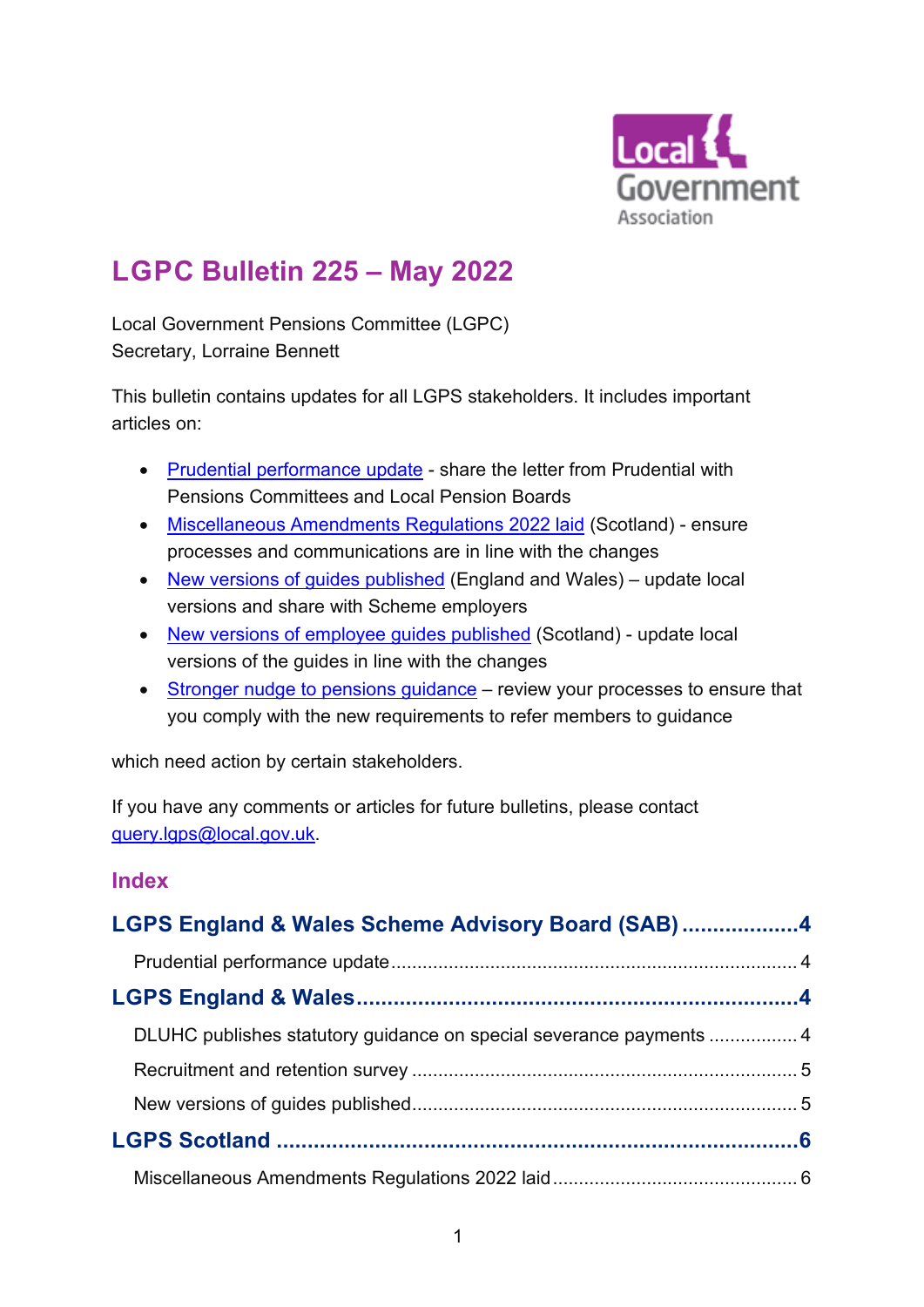# LGPC Bulletin 225 – May 2022

Local Government Pensions Committee (LGPC)
Secretary, Lorraine Bennett

This bulletin contains updates for all LGPS stakeholders. It includes important articles on:

- Prudential performance update - share the letter from Prudential with Pensions Committees and Local Pension Boards
- Miscellaneous Amendments Regulations 2022 laid (Scotland) - ensure processes and communications are in line with the changes
- New versions of guides published (England and Wales) – update local versions and share with Scheme employers
- New versions of employee guides published (Scotland) - update local versions of the guides in line with the changes
- Stronger nudge to pensions guidance – review your processes to ensure that you comply with the new requirements to refer members to guidance

which need action by certain stakeholders.

If you have any comments or articles for future bulletins, please contact query.lgps@local.gov.uk.

## Index

**LGPS England & Wales Scheme Advisory Board (SAB) .................. 4**

Prudential performance update ........................................................................ 4

**LGPS England & Wales ...................................................................... 4**

DLUHC publishes statutory guidance on special severance payments ................. 4

Recruitment and retention survey ...................................................................... 5

New versions of guides published ...................................................................... 5

**LGPS Scotland ................................................................................... 6**

Miscellaneous Amendments Regulations 2022 laid ............................................ 6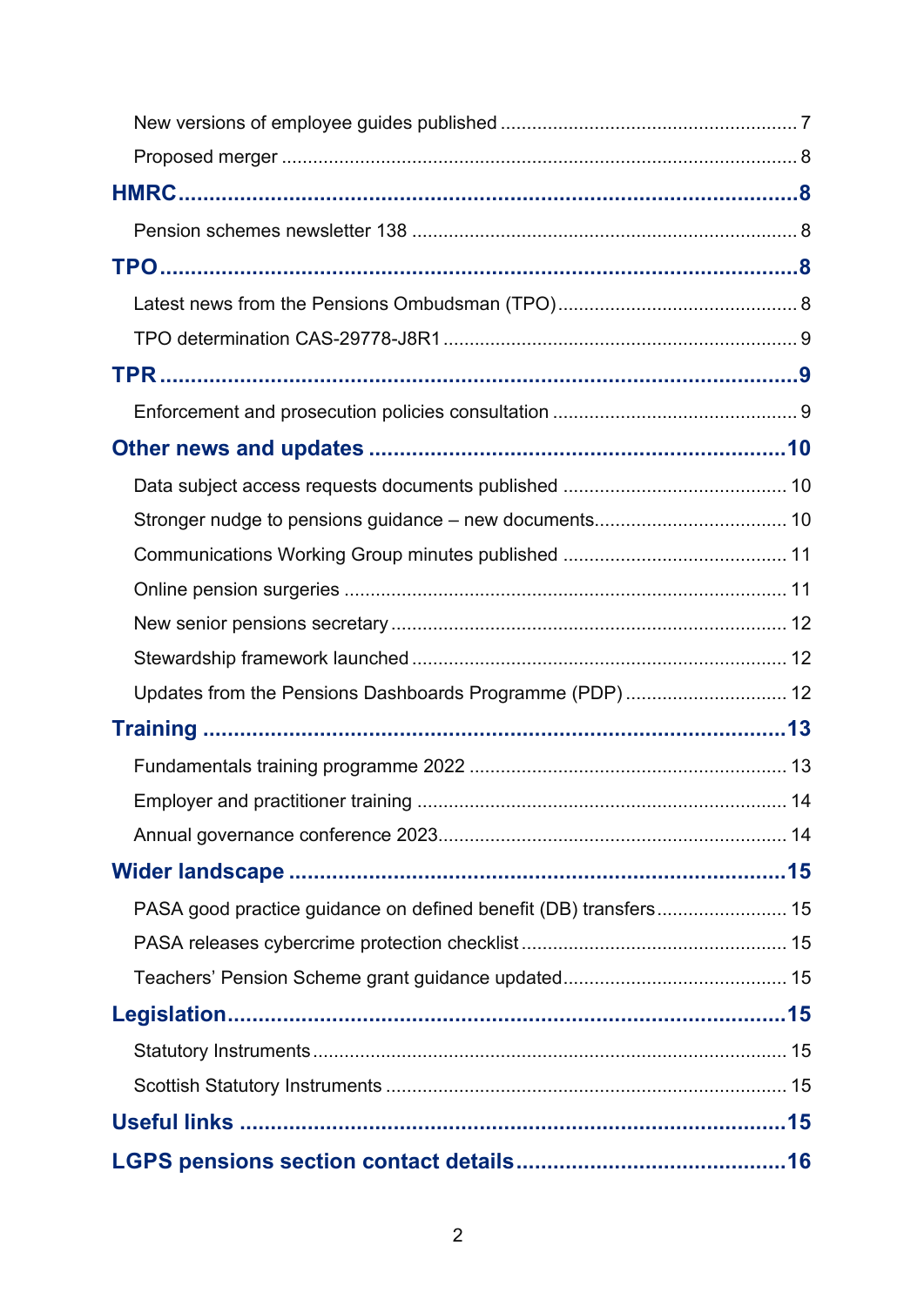New versions of employee guides published ........................................................ 7

Proposed merger .................................................................................................. 8

**HMRC** ..................................................................................................... 8

Pension schemes newsletter 138 ......................................................................... 8

**TPO** ........................................................................................................ 8

Latest news from the Pensions Ombudsman (TPO) ............................................. 8

TPO determination CAS-29778-J8R1 .................................................................... 9

**TPR** ........................................................................................................ 9

Enforcement and prosecution policies consultation ............................................... 9

**Other news and updates** ...................................................................... 10

Data subject access requests documents published ........................................... 10

Stronger nudge to pensions guidance – new documents..................................... 10

Communications Working Group minutes published ........................................... 11

Online pension surgeries ..................................................................................... 11

New senior pensions secretary ........................................................................... 12

Stewardship framework launched ....................................................................... 12

Updates from the Pensions Dashboards Programme (PDP) ............................... 12

**Training** ................................................................................................ 13

Fundamentals training programme 2022 ............................................................ 13

Employer and practitioner training ...................................................................... 14

Annual governance conference 2023.................................................................. 14

**Wider landscape** .................................................................................. 15

PASA good practice guidance on defined benefit (DB) transfers......................... 15

PASA releases cybercrime protection checklist .................................................. 15

Teachers' Pension Scheme grant guidance updated........................................... 15

**Legislation** ........................................................................................... 15

Statutory Instruments .......................................................................................... 15

Scottish Statutory Instruments ............................................................................ 15

**Useful links** ......................................................................................... 15

**LGPS pensions section contact details** ............................................. 16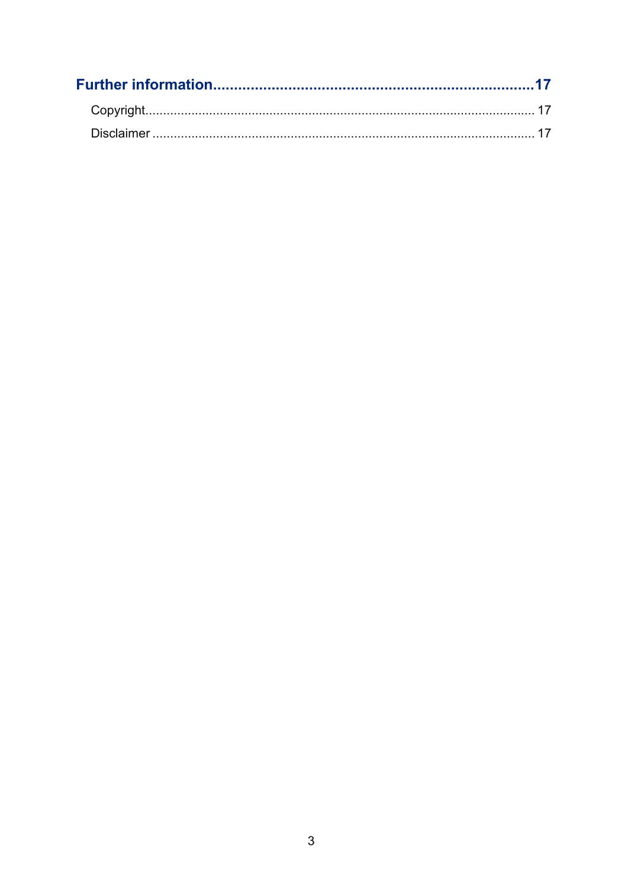Further information.....................................................................17

Copyright........................................................................................................ 17

Disclaimer ....................................................................................................... 17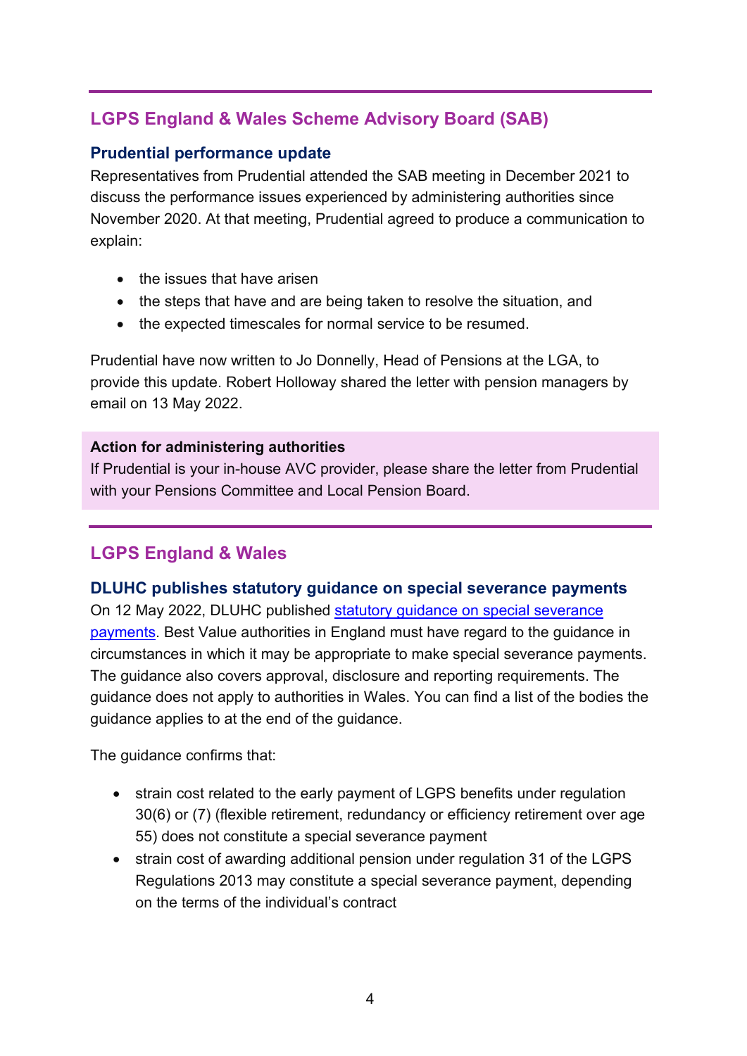## LGPS England & Wales Scheme Advisory Board (SAB)

### Prudential performance update

Representatives from Prudential attended the SAB meeting in December 2021 to discuss the performance issues experienced by administering authorities since November 2020. At that meeting, Prudential agreed to produce a communication to explain:

- the issues that have arisen
- the steps that have and are being taken to resolve the situation, and
- the expected timescales for normal service to be resumed.

Prudential have now written to Jo Donnelly, Head of Pensions at the LGA, to provide this update. Robert Holloway shared the letter with pension managers by email on 13 May 2022.

**Action for administering authorities**
If Prudential is your in-house AVC provider, please share the letter from Prudential with your Pensions Committee and Local Pension Board.

## LGPS England & Wales

### DLUHC publishes statutory guidance on special severance payments

On 12 May 2022, DLUHC published statutory guidance on special severance payments. Best Value authorities in England must have regard to the guidance in circumstances in which it may be appropriate to make special severance payments. The guidance also covers approval, disclosure and reporting requirements. The guidance does not apply to authorities in Wales. You can find a list of the bodies the guidance applies to at the end of the guidance.

The guidance confirms that:

- strain cost related to the early payment of LGPS benefits under regulation 30(6) or (7) (flexible retirement, redundancy or efficiency retirement over age 55) does not constitute a special severance payment
- strain cost of awarding additional pension under regulation 31 of the LGPS Regulations 2013 may constitute a special severance payment, depending on the terms of the individual's contract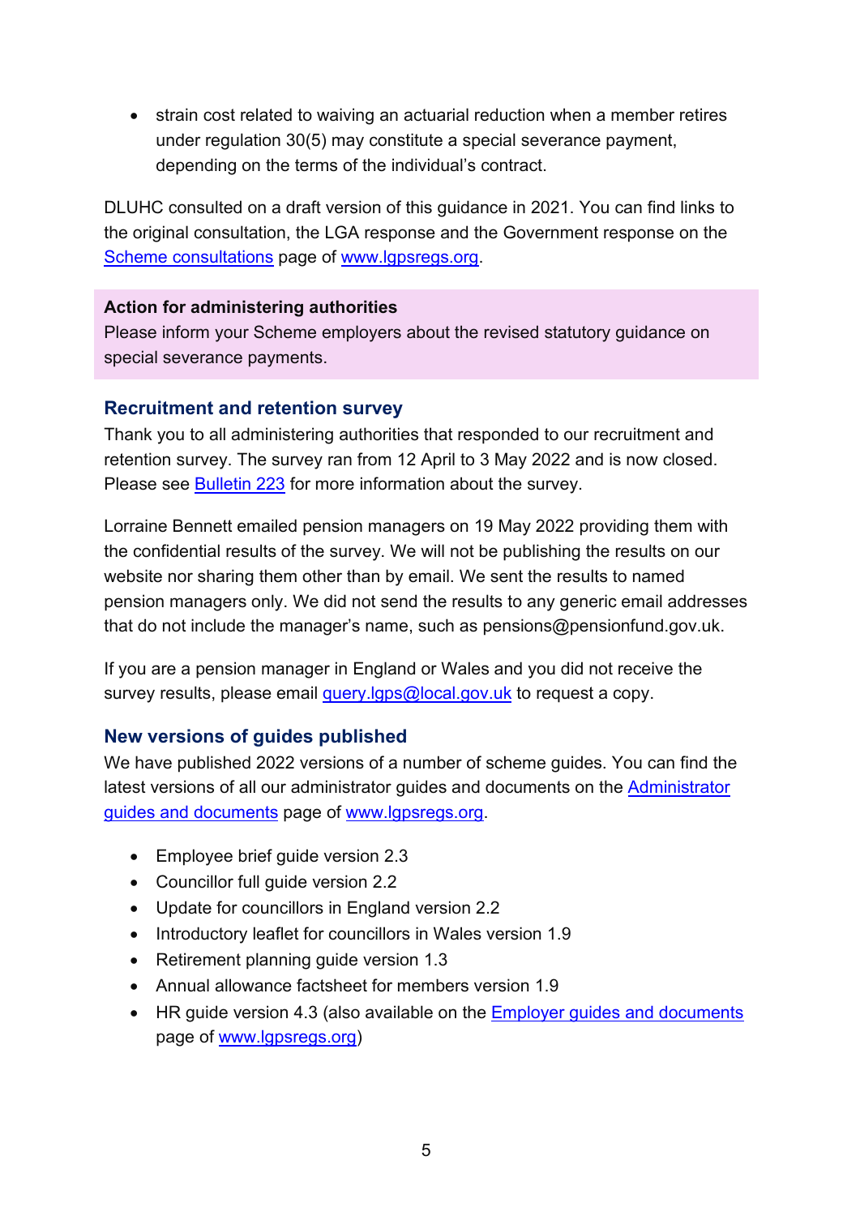- strain cost related to waiving an actuarial reduction when a member retires under regulation 30(5) may constitute a special severance payment, depending on the terms of the individual's contract.

DLUHC consulted on a draft version of this guidance in 2021. You can find links to the original consultation, the LGA response and the Government response on the Scheme consultations page of www.lgpsregs.org.

**Action for administering authorities**
Please inform your Scheme employers about the revised statutory guidance on special severance payments.

### Recruitment and retention survey

Thank you to all administering authorities that responded to our recruitment and retention survey. The survey ran from 12 April to 3 May 2022 and is now closed. Please see Bulletin 223 for more information about the survey.

Lorraine Bennett emailed pension managers on 19 May 2022 providing them with the confidential results of the survey. We will not be publishing the results on our website nor sharing them other than by email. We sent the results to named pension managers only. We did not send the results to any generic email addresses that do not include the manager's name, such as pensions@pensionfund.gov.uk.

If you are a pension manager in England or Wales and you did not receive the survey results, please email query.lgps@local.gov.uk to request a copy.

### New versions of guides published

We have published 2022 versions of a number of scheme guides. You can find the latest versions of all our administrator guides and documents on the Administrator guides and documents page of www.lgpsregs.org.

- Employee brief guide version 2.3
- Councillor full guide version 2.2
- Update for councillors in England version 2.2
- Introductory leaflet for councillors in Wales version 1.9
- Retirement planning guide version 1.3
- Annual allowance factsheet for members version 1.9
- HR guide version 4.3 (also available on the Employer guides and documents page of www.lgpsregs.org)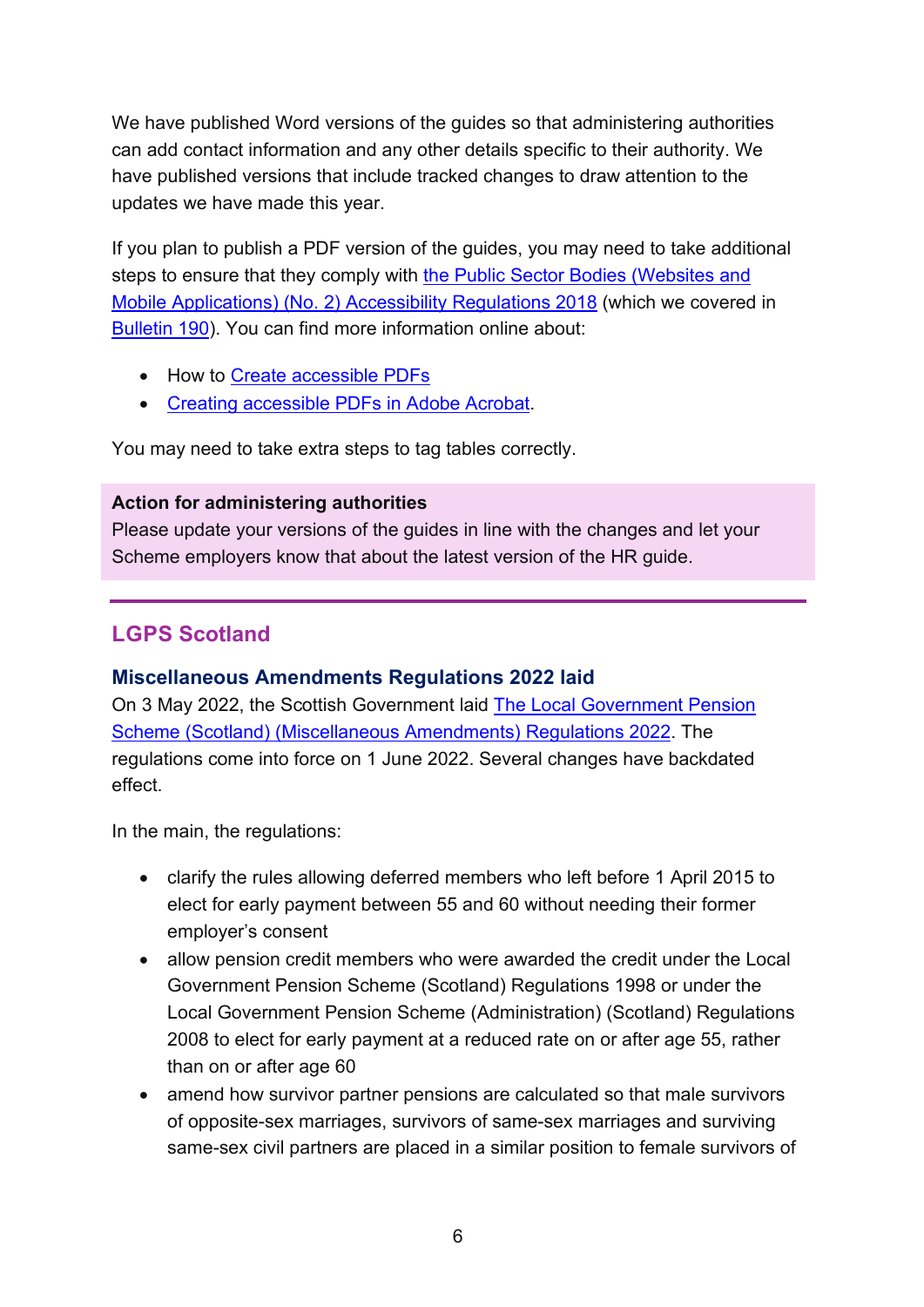We have published Word versions of the guides so that administering authorities can add contact information and any other details specific to their authority. We have published versions that include tracked changes to draw attention to the updates we have made this year.

If you plan to publish a PDF version of the guides, you may need to take additional steps to ensure that they comply with the Public Sector Bodies (Websites and Mobile Applications) (No. 2) Accessibility Regulations 2018 (which we covered in Bulletin 190). You can find more information online about:

- How to Create accessible PDFs
- Creating accessible PDFs in Adobe Acrobat.

You may need to take extra steps to tag tables correctly.

**Action for administering authorities**
Please update your versions of the guides in line with the changes and let your Scheme employers know that about the latest version of the HR guide.

## LGPS Scotland

### Miscellaneous Amendments Regulations 2022 laid

On 3 May 2022, the Scottish Government laid The Local Government Pension Scheme (Scotland) (Miscellaneous Amendments) Regulations 2022. The regulations come into force on 1 June 2022. Several changes have backdated effect.

In the main, the regulations:

- clarify the rules allowing deferred members who left before 1 April 2015 to elect for early payment between 55 and 60 without needing their former employer's consent
- allow pension credit members who were awarded the credit under the Local Government Pension Scheme (Scotland) Regulations 1998 or under the Local Government Pension Scheme (Administration) (Scotland) Regulations 2008 to elect for early payment at a reduced rate on or after age 55, rather than on or after age 60
- amend how survivor partner pensions are calculated so that male survivors of opposite-sex marriages, survivors of same-sex marriages and surviving same-sex civil partners are placed in a similar position to female survivors of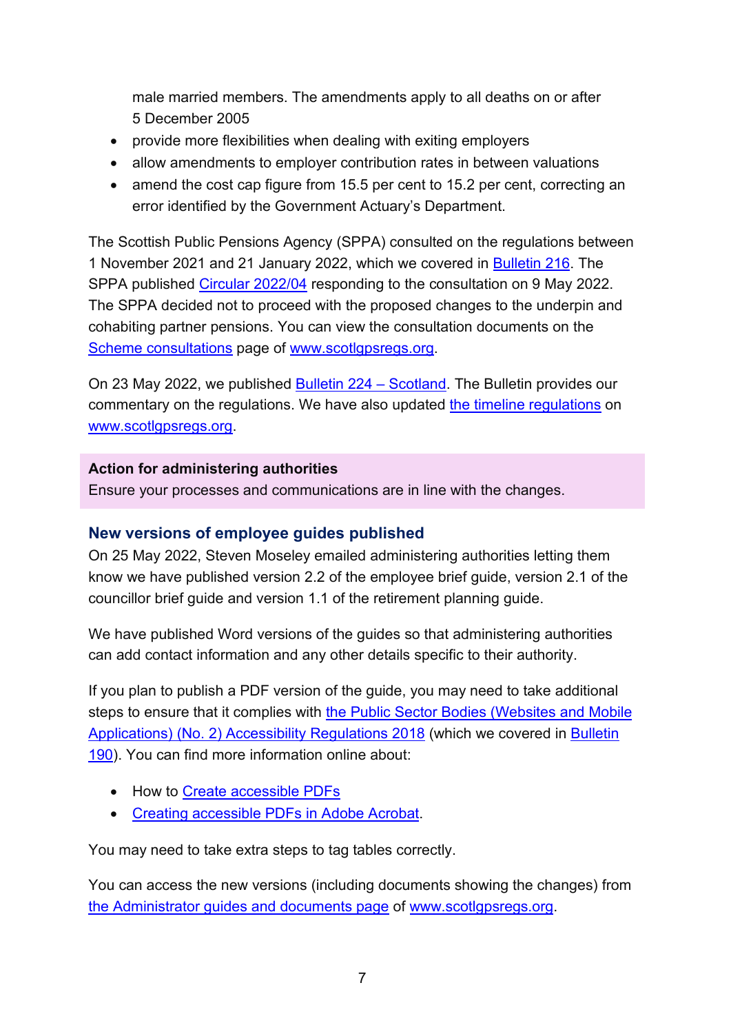male married members. The amendments apply to all deaths on or after 5 December 2005

- provide more flexibilities when dealing with exiting employers
- allow amendments to employer contribution rates in between valuations
- amend the cost cap figure from 15.5 per cent to 15.2 per cent, correcting an error identified by the Government Actuary's Department.

The Scottish Public Pensions Agency (SPPA) consulted on the regulations between 1 November 2021 and 21 January 2022, which we covered in Bulletin 216. The SPPA published Circular 2022/04 responding to the consultation on 9 May 2022. The SPPA decided not to proceed with the proposed changes to the underpin and cohabiting partner pensions. You can view the consultation documents on the Scheme consultations page of www.scotlgpsregs.org.

On 23 May 2022, we published Bulletin 224 – Scotland. The Bulletin provides our commentary on the regulations. We have also updated the timeline regulations on www.scotlgpsregs.org.

**Action for administering authorities**
Ensure your processes and communications are in line with the changes.

## New versions of employee guides published

On 25 May 2022, Steven Moseley emailed administering authorities letting them know we have published version 2.2 of the employee brief guide, version 2.1 of the councillor brief guide and version 1.1 of the retirement planning guide.

We have published Word versions of the guides so that administering authorities can add contact information and any other details specific to their authority.

If you plan to publish a PDF version of the guide, you may need to take additional steps to ensure that it complies with the Public Sector Bodies (Websites and Mobile Applications) (No. 2) Accessibility Regulations 2018 (which we covered in Bulletin 190). You can find more information online about:

- How to Create accessible PDFs
- Creating accessible PDFs in Adobe Acrobat.

You may need to take extra steps to tag tables correctly.

You can access the new versions (including documents showing the changes) from the Administrator guides and documents page of www.scotlgpsregs.org.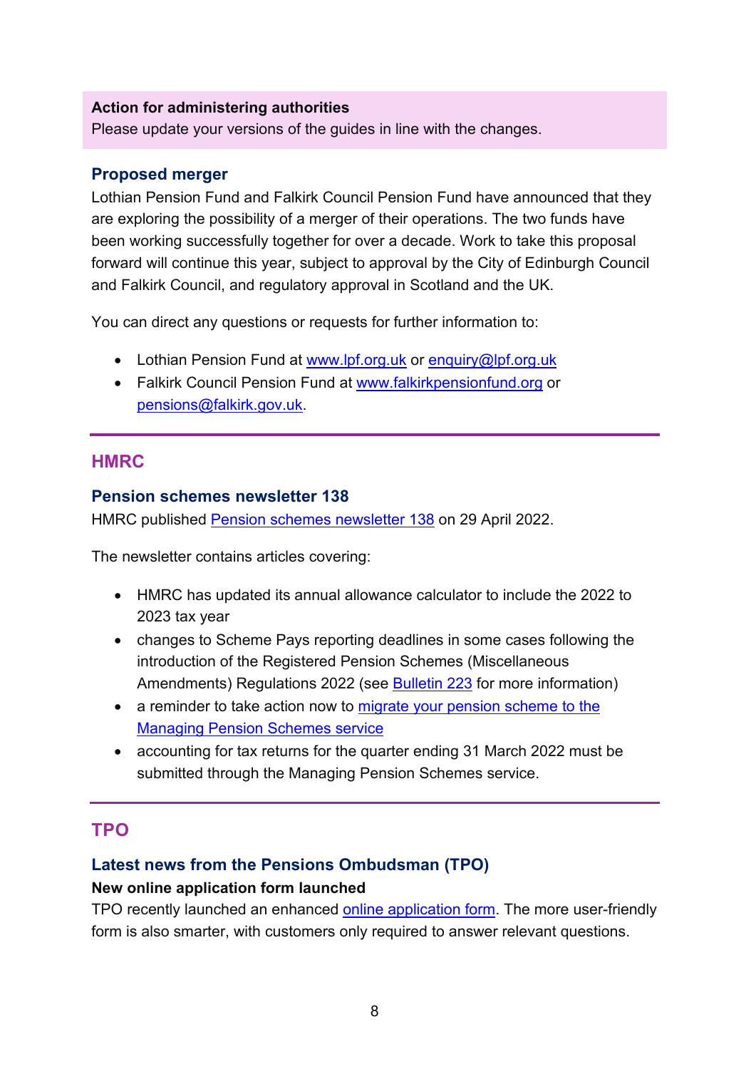**Action for administering authorities**
Please update your versions of the guides in line with the changes.

### Proposed merger

Lothian Pension Fund and Falkirk Council Pension Fund have announced that they are exploring the possibility of a merger of their operations. The two funds have been working successfully together for over a decade. Work to take this proposal forward will continue this year, subject to approval by the City of Edinburgh Council and Falkirk Council, and regulatory approval in Scotland and the UK.

You can direct any questions or requests for further information to:

- Lothian Pension Fund at www.lpf.org.uk or enquiry@lpf.org.uk
- Falkirk Council Pension Fund at www.falkirkpensionfund.org or pensions@falkirk.gov.uk.

## HMRC

### Pension schemes newsletter 138

HMRC published Pension schemes newsletter 138 on 29 April 2022.

The newsletter contains articles covering:

- HMRC has updated its annual allowance calculator to include the 2022 to 2023 tax year
- changes to Scheme Pays reporting deadlines in some cases following the introduction of the Registered Pension Schemes (Miscellaneous Amendments) Regulations 2022 (see Bulletin 223 for more information)
- a reminder to take action now to migrate your pension scheme to the Managing Pension Schemes service
- accounting for tax returns for the quarter ending 31 March 2022 must be submitted through the Managing Pension Schemes service.

## TPO

### Latest news from the Pensions Ombudsman (TPO)

**New online application form launched**

TPO recently launched an enhanced online application form. The more user-friendly form is also smarter, with customers only required to answer relevant questions.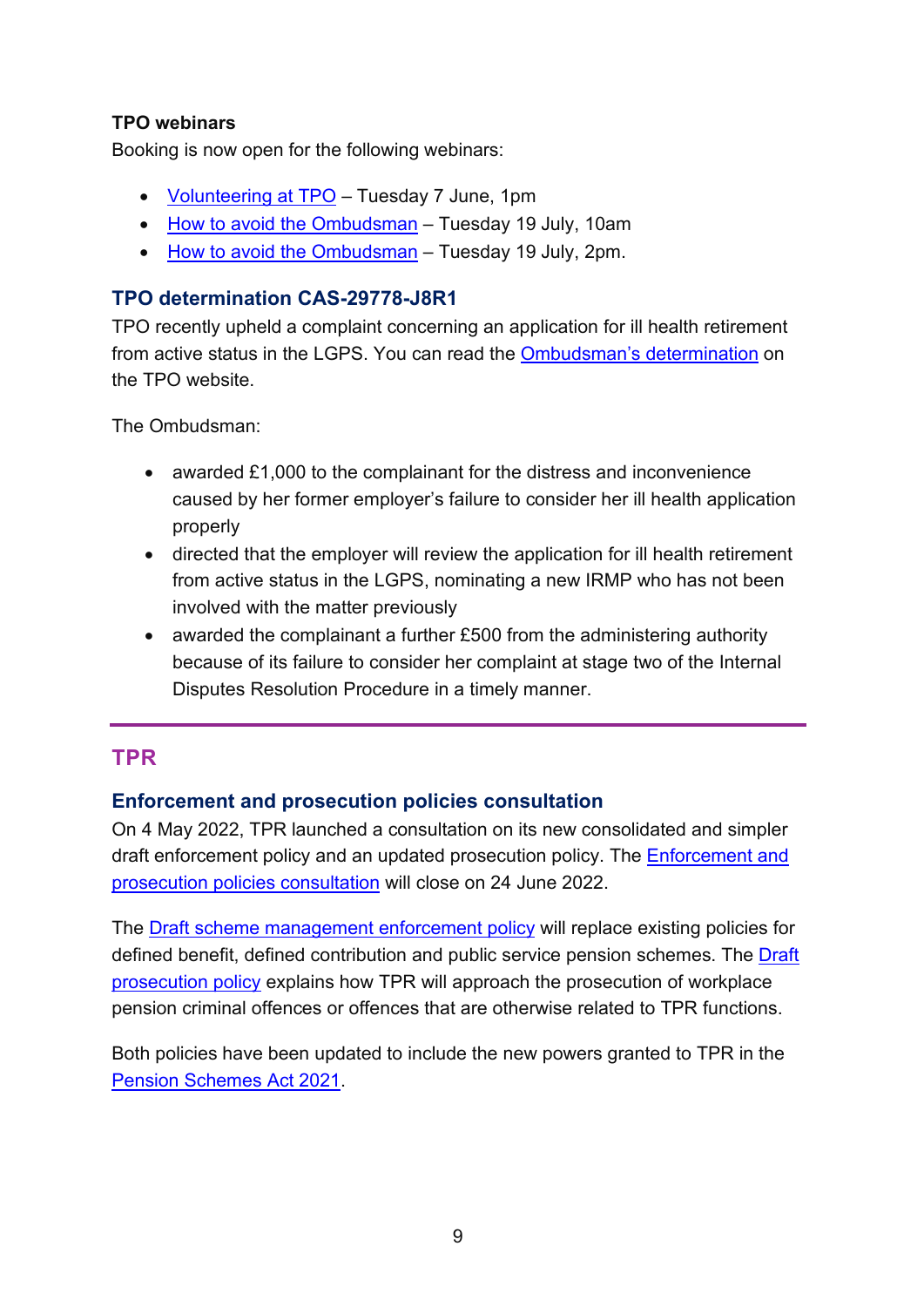### TPO webinars

Booking is now open for the following webinars:

- Volunteering at TPO – Tuesday 7 June, 1pm
- How to avoid the Ombudsman – Tuesday 19 July, 10am
- How to avoid the Ombudsman – Tuesday 19 July, 2pm.

### TPO determination CAS-29778-J8R1

TPO recently upheld a complaint concerning an application for ill health retirement from active status in the LGPS. You can read the Ombudsman's determination on the TPO website.

The Ombudsman:

- awarded £1,000 to the complainant for the distress and inconvenience caused by her former employer's failure to consider her ill health application properly
- directed that the employer will review the application for ill health retirement from active status in the LGPS, nominating a new IRMP who has not been involved with the matter previously
- awarded the complainant a further £500 from the administering authority because of its failure to consider her complaint at stage two of the Internal Disputes Resolution Procedure in a timely manner.

---

## TPR

### Enforcement and prosecution policies consultation

On 4 May 2022, TPR launched a consultation on its new consolidated and simpler draft enforcement policy and an updated prosecution policy. The Enforcement and prosecution policies consultation will close on 24 June 2022.

The Draft scheme management enforcement policy will replace existing policies for defined benefit, defined contribution and public service pension schemes. The Draft prosecution policy explains how TPR will approach the prosecution of workplace pension criminal offences or offences that are otherwise related to TPR functions.

Both policies have been updated to include the new powers granted to TPR in the Pension Schemes Act 2021.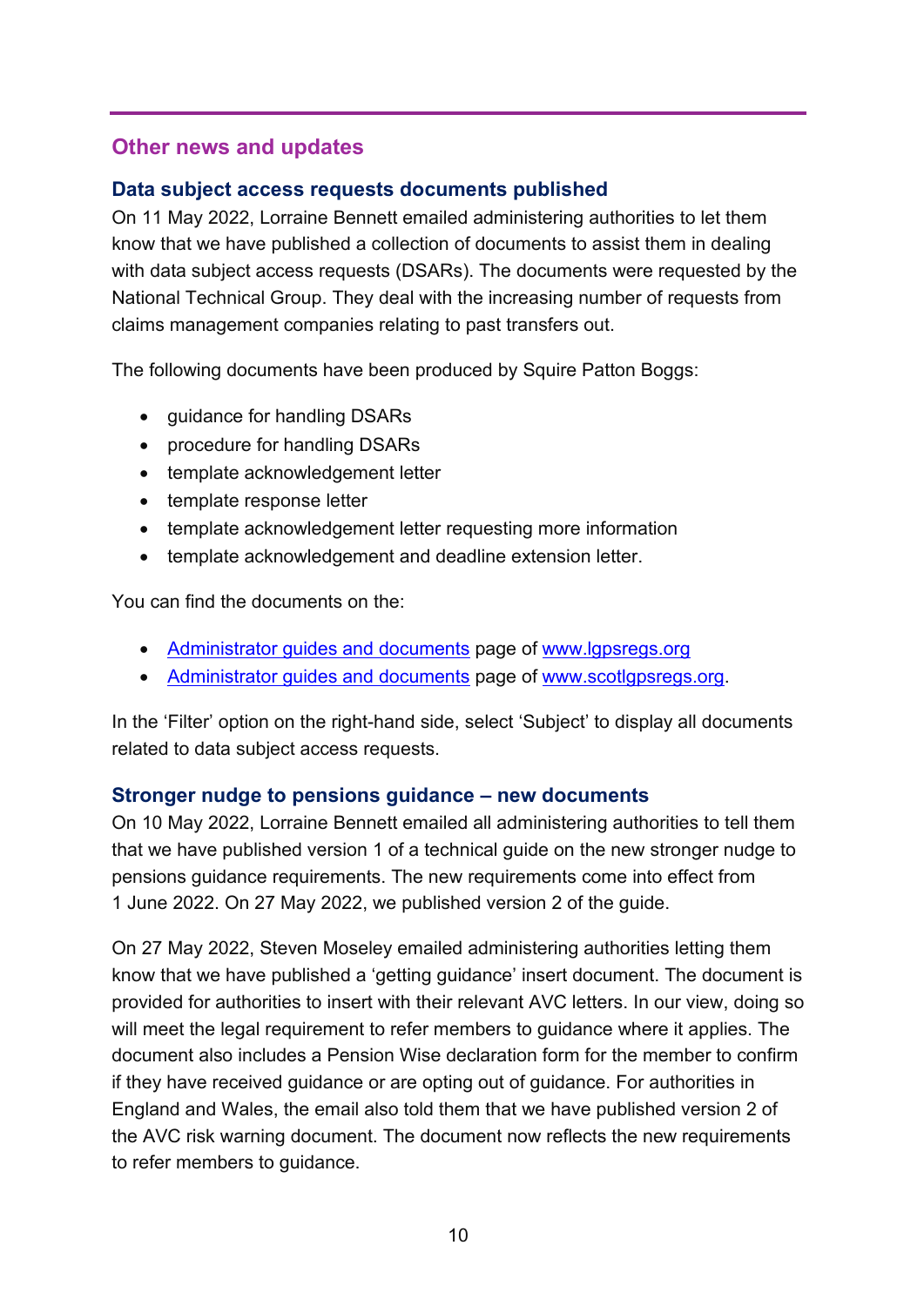## Other news and updates

### Data subject access requests documents published

On 11 May 2022, Lorraine Bennett emailed administering authorities to let them know that we have published a collection of documents to assist them in dealing with data subject access requests (DSARs). The documents were requested by the National Technical Group. They deal with the increasing number of requests from claims management companies relating to past transfers out.

The following documents have been produced by Squire Patton Boggs:

- guidance for handling DSARs
- procedure for handling DSARs
- template acknowledgement letter
- template response letter
- template acknowledgement letter requesting more information
- template acknowledgement and deadline extension letter.

You can find the documents on the:

- [Administrator guides and documents](#) page of [www.lgpsregs.org](http://www.lgpsregs.org)
- [Administrator guides and documents](#) page of [www.scotlgpsregs.org](http://www.scotlgpsregs.org).

In the 'Filter' option on the right-hand side, select 'Subject' to display all documents related to data subject access requests.

### Stronger nudge to pensions guidance – new documents

On 10 May 2022, Lorraine Bennett emailed all administering authorities to tell them that we have published version 1 of a technical guide on the new stronger nudge to pensions guidance requirements. The new requirements come into effect from 1 June 2022. On 27 May 2022, we published version 2 of the guide.

On 27 May 2022, Steven Moseley emailed administering authorities letting them know that we have published a 'getting guidance' insert document. The document is provided for authorities to insert with their relevant AVC letters. In our view, doing so will meet the legal requirement to refer members to guidance where it applies. The document also includes a Pension Wise declaration form for the member to confirm if they have received guidance or are opting out of guidance. For authorities in England and Wales, the email also told them that we have published version 2 of the AVC risk warning document. The document now reflects the new requirements to refer members to guidance.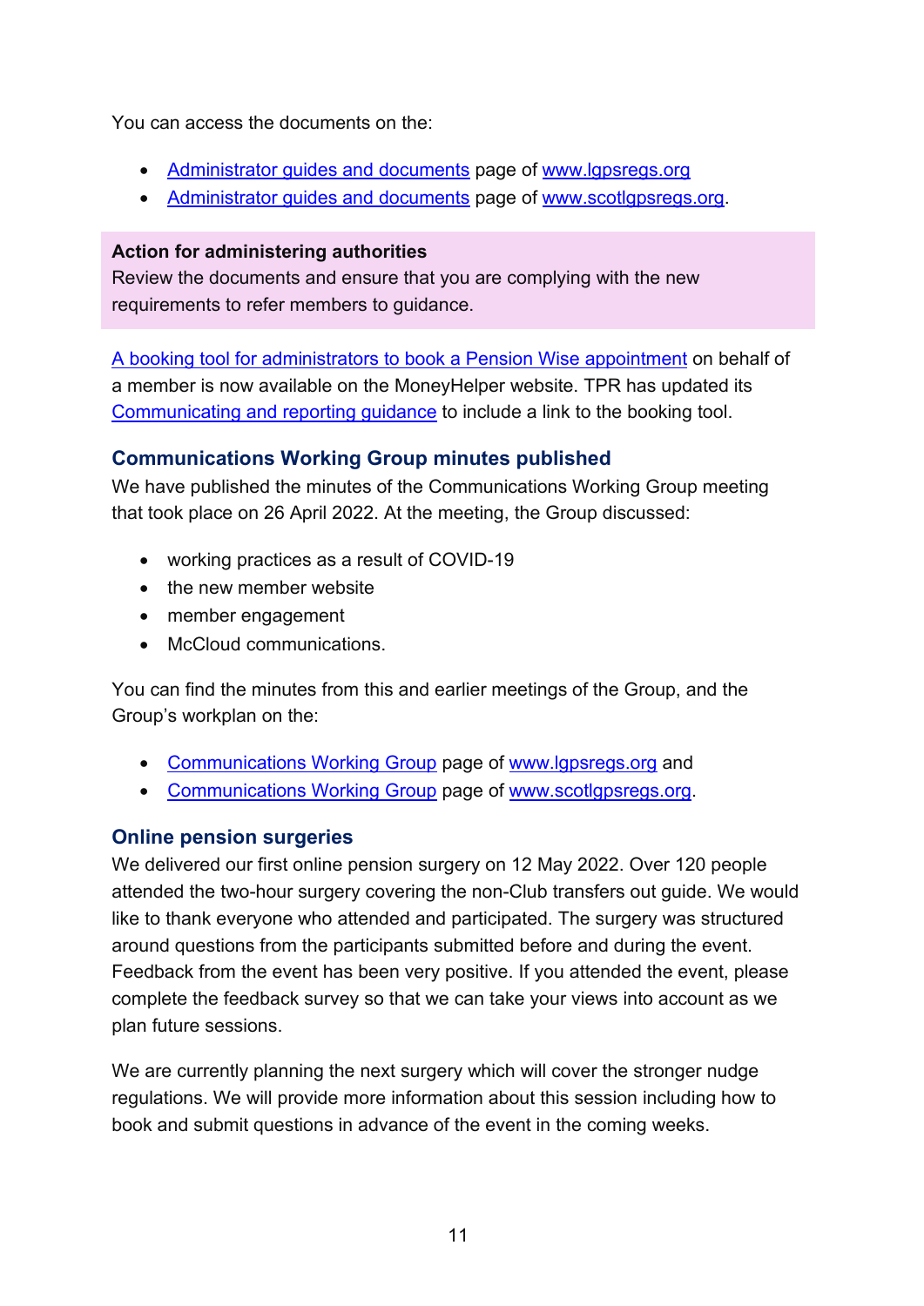You can access the documents on the:

- Administrator guides and documents page of www.lgpsregs.org
- Administrator guides and documents page of www.scotlgpsregs.org.

**Action for administering authorities**
Review the documents and ensure that you are complying with the new requirements to refer members to guidance.

A booking tool for administrators to book a Pension Wise appointment on behalf of a member is now available on the MoneyHelper website. TPR has updated its Communicating and reporting guidance to include a link to the booking tool.

### Communications Working Group minutes published

We have published the minutes of the Communications Working Group meeting that took place on 26 April 2022. At the meeting, the Group discussed:

- working practices as a result of COVID-19
- the new member website
- member engagement
- McCloud communications.

You can find the minutes from this and earlier meetings of the Group, and the Group's workplan on the:

- Communications Working Group page of www.lgpsregs.org and
- Communications Working Group page of www.scotlgpsregs.org.

### Online pension surgeries

We delivered our first online pension surgery on 12 May 2022. Over 120 people attended the two-hour surgery covering the non-Club transfers out guide. We would like to thank everyone who attended and participated. The surgery was structured around questions from the participants submitted before and during the event. Feedback from the event has been very positive. If you attended the event, please complete the feedback survey so that we can take your views into account as we plan future sessions.

We are currently planning the next surgery which will cover the stronger nudge regulations. We will provide more information about this session including how to book and submit questions in advance of the event in the coming weeks.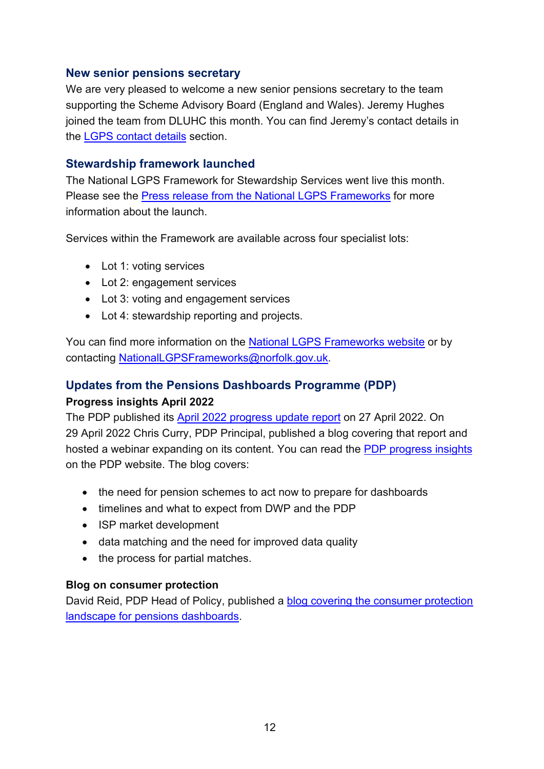## New senior pensions secretary

We are very pleased to welcome a new senior pensions secretary to the team supporting the Scheme Advisory Board (England and Wales). Jeremy Hughes joined the team from DLUHC this month. You can find Jeremy's contact details in the LGPS contact details section.

## Stewardship framework launched

The National LGPS Framework for Stewardship Services went live this month. Please see the Press release from the National LGPS Frameworks for more information about the launch.

Services within the Framework are available across four specialist lots:

- Lot 1: voting services
- Lot 2: engagement services
- Lot 3: voting and engagement services
- Lot 4: stewardship reporting and projects.

You can find more information on the National LGPS Frameworks website or by contacting NationalLGPSFrameworks@norfolk.gov.uk.

## Updates from the Pensions Dashboards Programme (PDP)

### Progress insights April 2022

The PDP published its April 2022 progress update report on 27 April 2022. On 29 April 2022 Chris Curry, PDP Principal, published a blog covering that report and hosted a webinar expanding on its content. You can read the PDP progress insights on the PDP website. The blog covers:

- the need for pension schemes to act now to prepare for dashboards
- timelines and what to expect from DWP and the PDP
- ISP market development
- data matching and the need for improved data quality
- the process for partial matches.

### Blog on consumer protection

David Reid, PDP Head of Policy, published a blog covering the consumer protection landscape for pensions dashboards.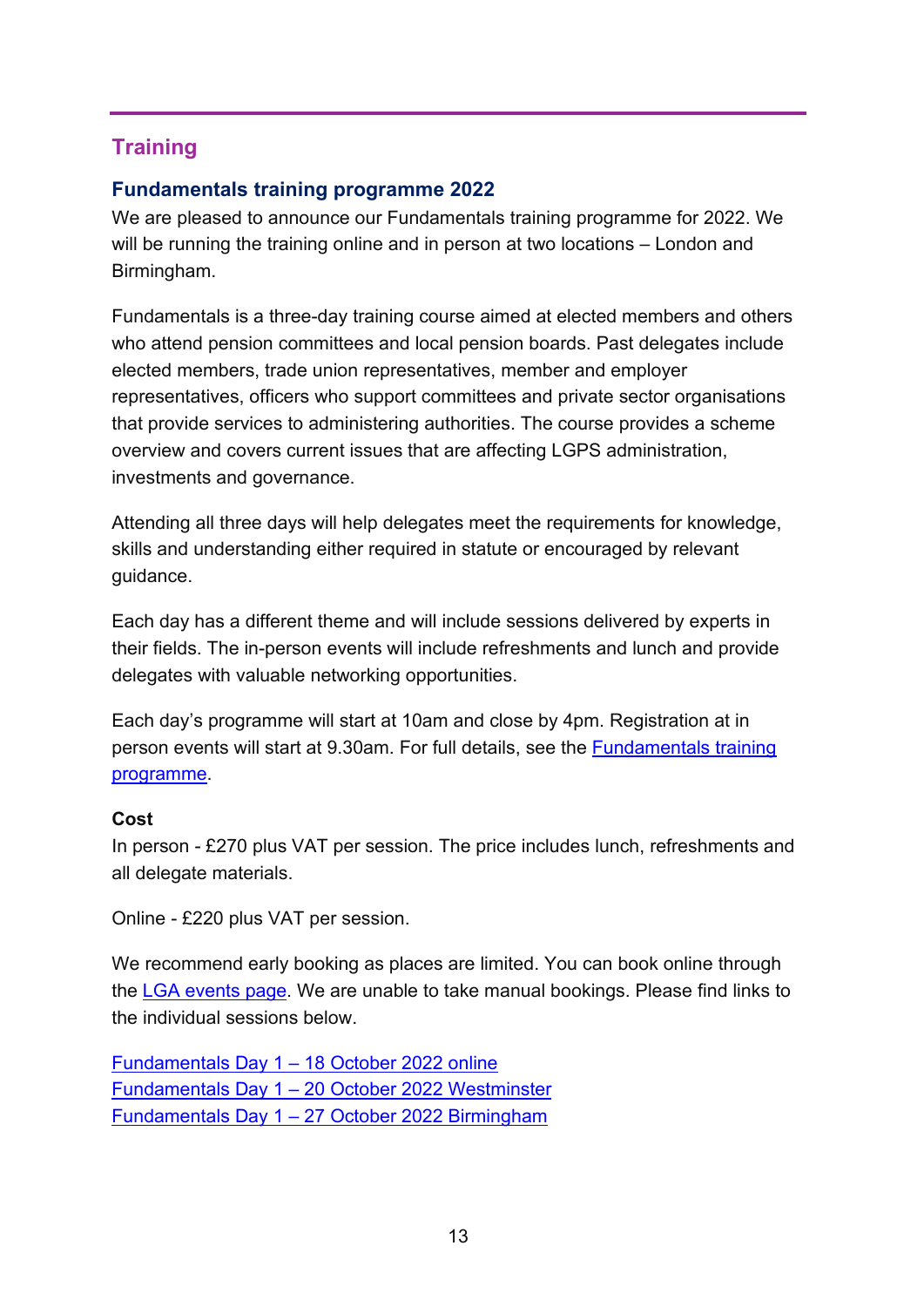## Training

### Fundamentals training programme 2022

We are pleased to announce our Fundamentals training programme for 2022. We will be running the training online and in person at two locations – London and Birmingham.

Fundamentals is a three-day training course aimed at elected members and others who attend pension committees and local pension boards. Past delegates include elected members, trade union representatives, member and employer representatives, officers who support committees and private sector organisations that provide services to administering authorities. The course provides a scheme overview and covers current issues that are affecting LGPS administration, investments and governance.

Attending all three days will help delegates meet the requirements for knowledge, skills and understanding either required in statute or encouraged by relevant guidance.

Each day has a different theme and will include sessions delivered by experts in their fields. The in-person events will include refreshments and lunch and provide delegates with valuable networking opportunities.

Each day's programme will start at 10am and close by 4pm. Registration at in person events will start at 9.30am. For full details, see the Fundamentals training programme.

**Cost**

In person - £270 plus VAT per session. The price includes lunch, refreshments and all delegate materials.

Online - £220 plus VAT per session.

We recommend early booking as places are limited. You can book online through the LGA events page. We are unable to take manual bookings. Please find links to the individual sessions below.

Fundamentals Day 1 – 18 October 2022 online
Fundamentals Day 1 – 20 October 2022 Westminster
Fundamentals Day 1 – 27 October 2022 Birmingham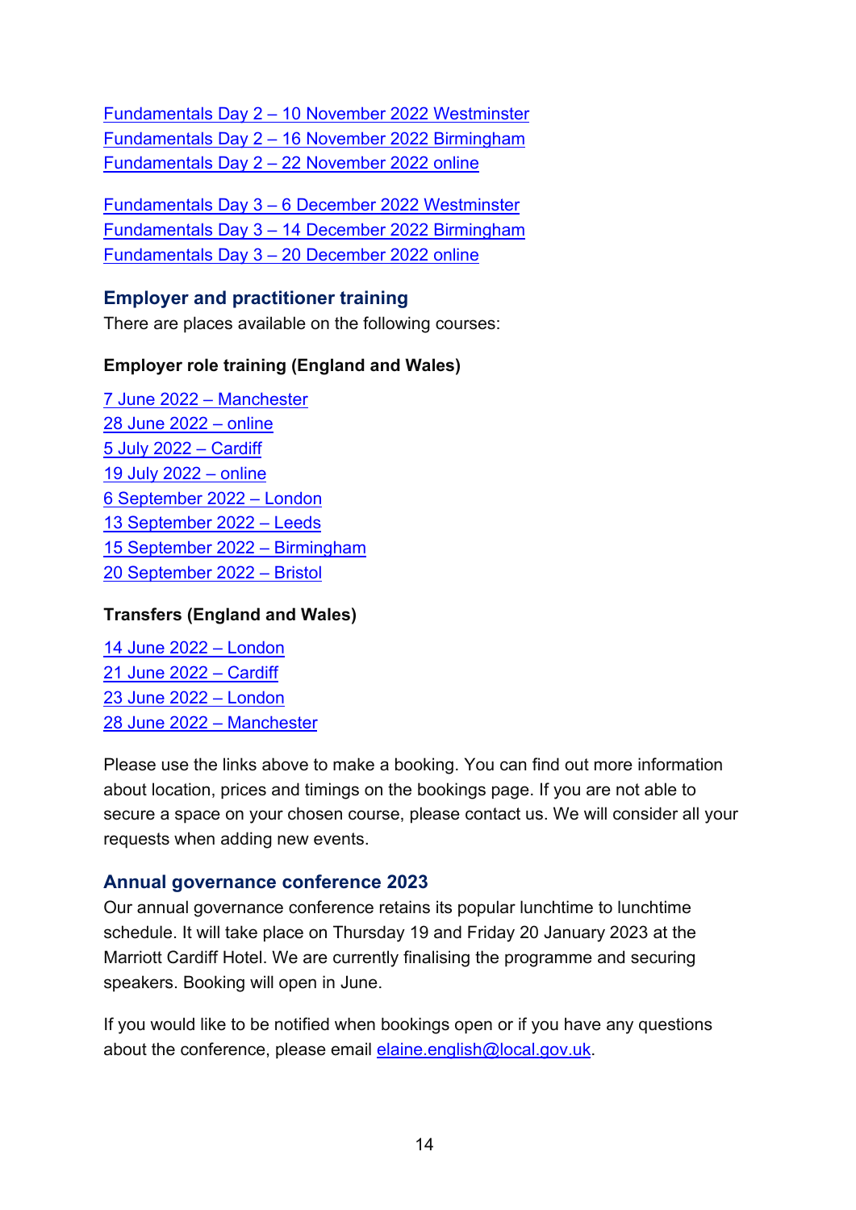Fundamentals Day 2 – 10 November 2022 Westminster
Fundamentals Day 2 – 16 November 2022 Birmingham
Fundamentals Day 2 – 22 November 2022 online

Fundamentals Day 3 – 6 December 2022 Westminster
Fundamentals Day 3 – 14 December 2022 Birmingham
Fundamentals Day 3 – 20 December 2022 online

## Employer and practitioner training

There are places available on the following courses:

**Employer role training (England and Wales)**

7 June 2022 – Manchester
28 June 2022 – online
5 July 2022 – Cardiff
19 July 2022 – online
6 September 2022 – London
13 September 2022 – Leeds
15 September 2022 – Birmingham
20 September 2022 – Bristol

**Transfers (England and Wales)**

14 June 2022 – London
21 June 2022 – Cardiff
23 June 2022 – London
28 June 2022 – Manchester

Please use the links above to make a booking. You can find out more information about location, prices and timings on the bookings page. If you are not able to secure a space on your chosen course, please contact us. We will consider all your requests when adding new events.

## Annual governance conference 2023

Our annual governance conference retains its popular lunchtime to lunchtime schedule. It will take place on Thursday 19 and Friday 20 January 2023 at the Marriott Cardiff Hotel. We are currently finalising the programme and securing speakers. Booking will open in June.

If you would like to be notified when bookings open or if you have any questions about the conference, please email elaine.english@local.gov.uk.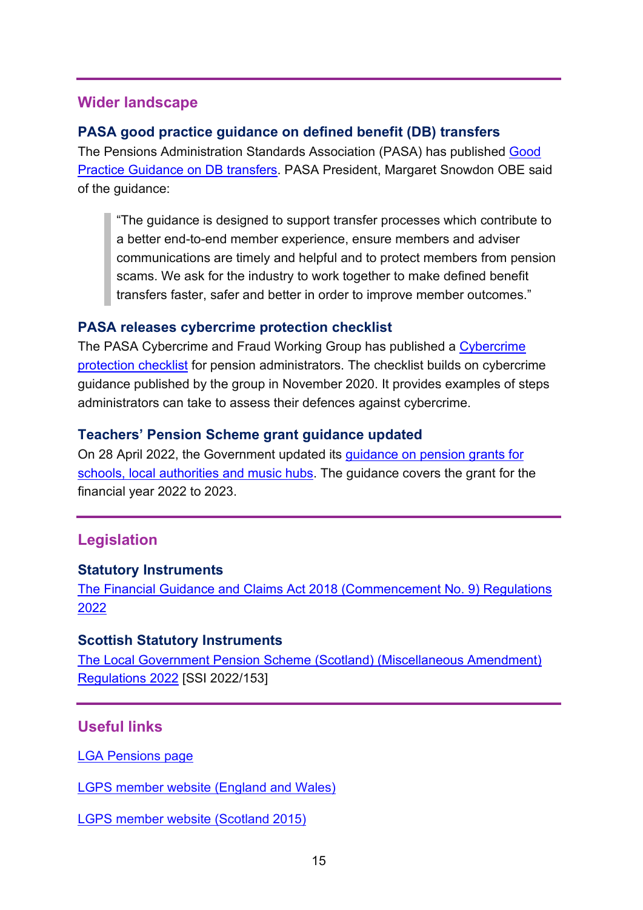## Wider landscape

### PASA good practice guidance on defined benefit (DB) transfers

The Pensions Administration Standards Association (PASA) has published Good Practice Guidance on DB transfers. PASA President, Margaret Snowdon OBE said of the guidance:

> "The guidance is designed to support transfer processes which contribute to a better end-to-end member experience, ensure members and adviser communications are timely and helpful and to protect members from pension scams. We ask for the industry to work together to make defined benefit transfers faster, safer and better in order to improve member outcomes."

### PASA releases cybercrime protection checklist

The PASA Cybercrime and Fraud Working Group has published a Cybercrime protection checklist for pension administrators. The checklist builds on cybercrime guidance published by the group in November 2020. It provides examples of steps administrators can take to assess their defences against cybercrime.

### Teachers' Pension Scheme grant guidance updated

On 28 April 2022, the Government updated its guidance on pension grants for schools, local authorities and music hubs. The guidance covers the grant for the financial year 2022 to 2023.

## Legislation

### Statutory Instruments

The Financial Guidance and Claims Act 2018 (Commencement No. 9) Regulations 2022

### Scottish Statutory Instruments

The Local Government Pension Scheme (Scotland) (Miscellaneous Amendment) Regulations 2022 [SSI 2022/153]

## Useful links

LGA Pensions page

LGPS member website (England and Wales)

LGPS member website (Scotland 2015)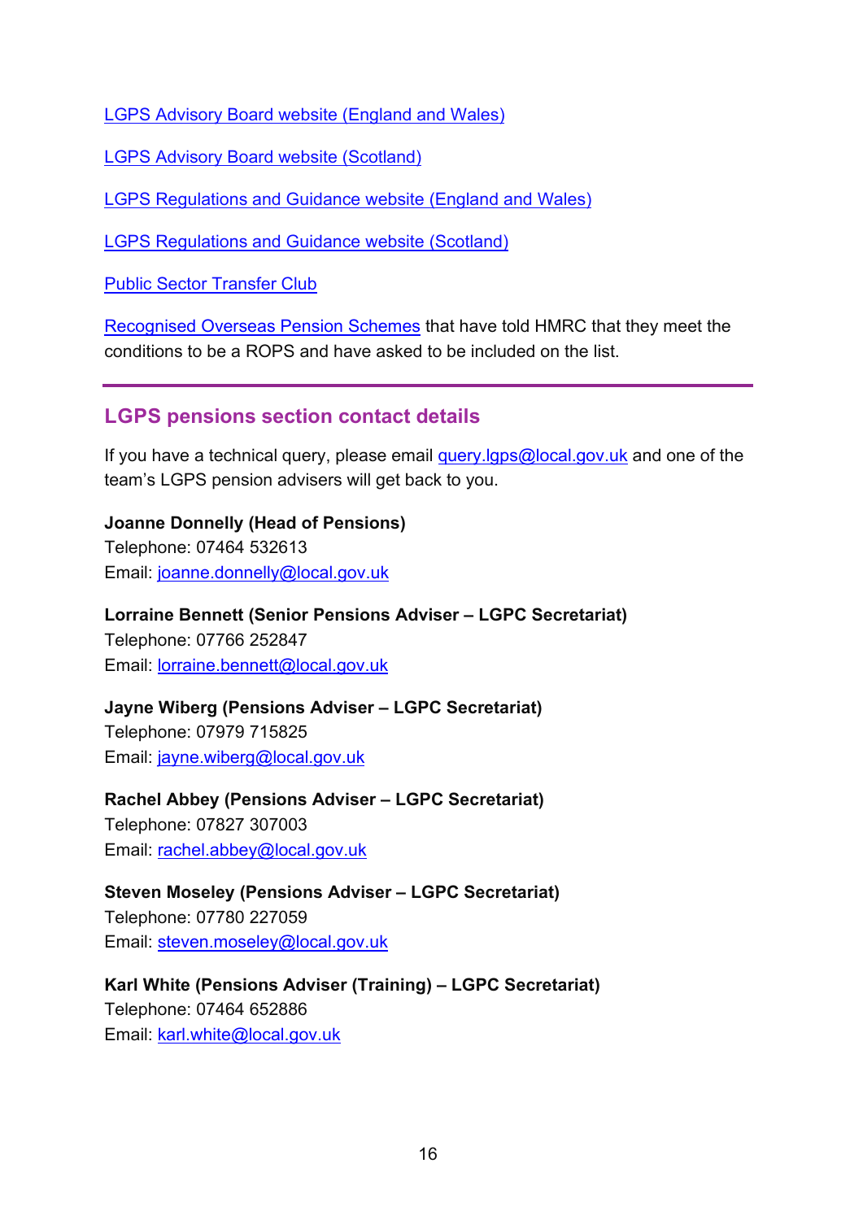LGPS Advisory Board website (England and Wales)

LGPS Advisory Board website (Scotland)

LGPS Regulations and Guidance website (England and Wales)

LGPS Regulations and Guidance website (Scotland)

Public Sector Transfer Club

Recognised Overseas Pension Schemes that have told HMRC that they meet the conditions to be a ROPS and have asked to be included on the list.

---

## LGPS pensions section contact details

If you have a technical query, please email query.lgps@local.gov.uk and one of the team's LGPS pension advisers will get back to you.

**Joanne Donnelly (Head of Pensions)**
Telephone: 07464 532613
Email: joanne.donnelly@local.gov.uk

**Lorraine Bennett (Senior Pensions Adviser – LGPC Secretariat)**
Telephone: 07766 252847
Email: lorraine.bennett@local.gov.uk

**Jayne Wiberg (Pensions Adviser – LGPC Secretariat)**
Telephone: 07979 715825
Email: jayne.wiberg@local.gov.uk

**Rachel Abbey (Pensions Adviser – LGPC Secretariat)**
Telephone: 07827 307003
Email: rachel.abbey@local.gov.uk

**Steven Moseley (Pensions Adviser – LGPC Secretariat)**
Telephone: 07780 227059
Email: steven.moseley@local.gov.uk

**Karl White (Pensions Adviser (Training) – LGPC Secretariat)**
Telephone: 07464 652886
Email: karl.white@local.gov.uk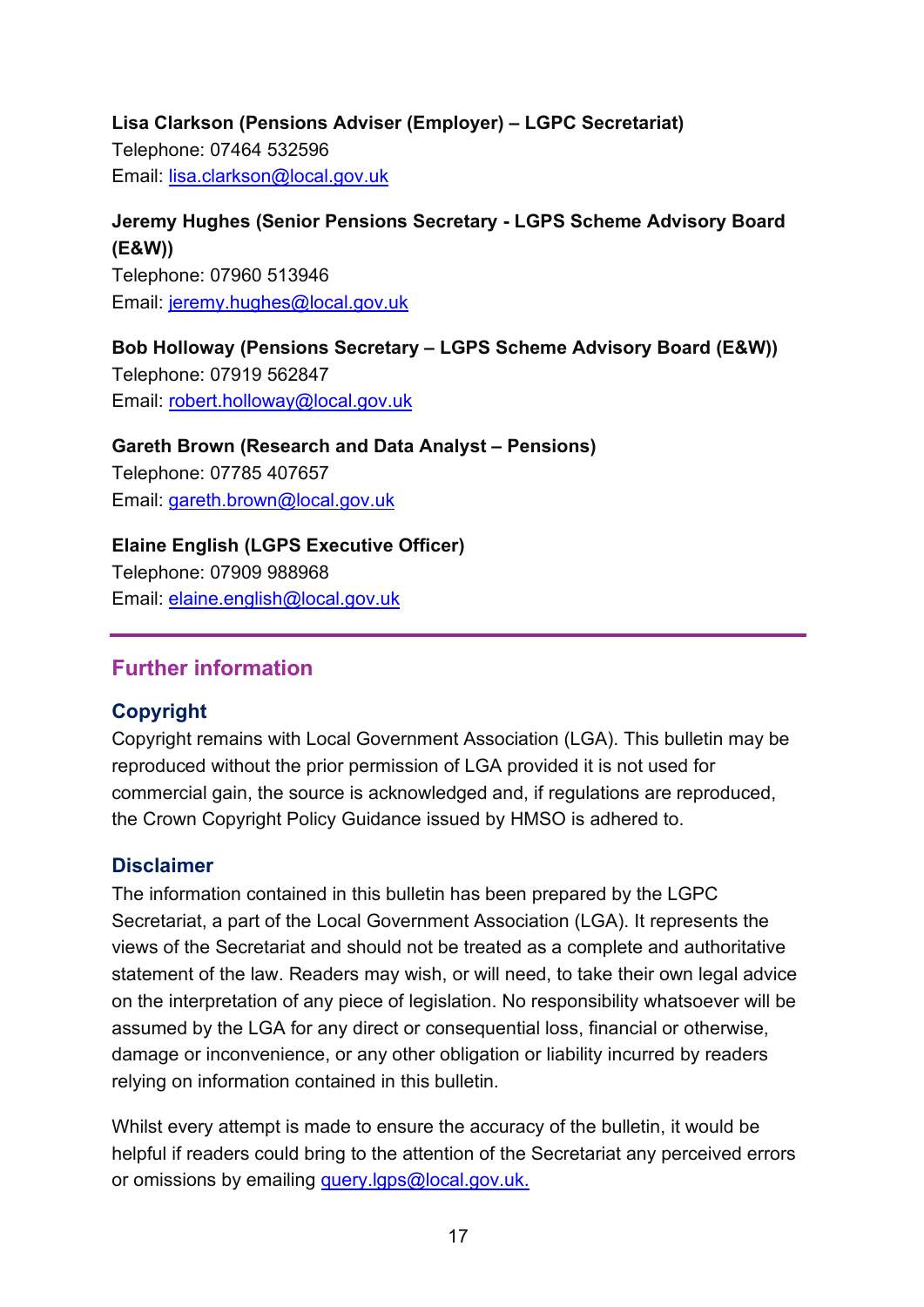**Lisa Clarkson (Pensions Adviser (Employer) – LGPC Secretariat)**
Telephone: 07464 532596
Email: [lisa.clarkson@local.gov.uk](mailto:lisa.clarkson@local.gov.uk)

**Jeremy Hughes (Senior Pensions Secretary - LGPS Scheme Advisory Board (E&W))**
Telephone: 07960 513946
Email: [jeremy.hughes@local.gov.uk](mailto:jeremy.hughes@local.gov.uk)

**Bob Holloway (Pensions Secretary – LGPS Scheme Advisory Board (E&W))**
Telephone: 07919 562847
Email: [robert.holloway@local.gov.uk](mailto:robert.holloway@local.gov.uk)

**Gareth Brown (Research and Data Analyst – Pensions)**
Telephone: 07785 407657
Email: [gareth.brown@local.gov.uk](mailto:gareth.brown@local.gov.uk)

**Elaine English (LGPS Executive Officer)**
Telephone: 07909 988968
Email: [elaine.english@local.gov.uk](mailto:elaine.english@local.gov.uk)

---

## Further information

### Copyright

Copyright remains with Local Government Association (LGA). This bulletin may be reproduced without the prior permission of LGA provided it is not used for commercial gain, the source is acknowledged and, if regulations are reproduced, the Crown Copyright Policy Guidance issued by HMSO is adhered to.

### Disclaimer

The information contained in this bulletin has been prepared by the LGPC Secretariat, a part of the Local Government Association (LGA). It represents the views of the Secretariat and should not be treated as a complete and authoritative statement of the law. Readers may wish, or will need, to take their own legal advice on the interpretation of any piece of legislation. No responsibility whatsoever will be assumed by the LGA for any direct or consequential loss, financial or otherwise, damage or inconvenience, or any other obligation or liability incurred by readers relying on information contained in this bulletin.

Whilst every attempt is made to ensure the accuracy of the bulletin, it would be helpful if readers could bring to the attention of the Secretariat any perceived errors or omissions by emailing [query.lgps@local.gov.uk.](mailto:query.lgps@local.gov.uk)